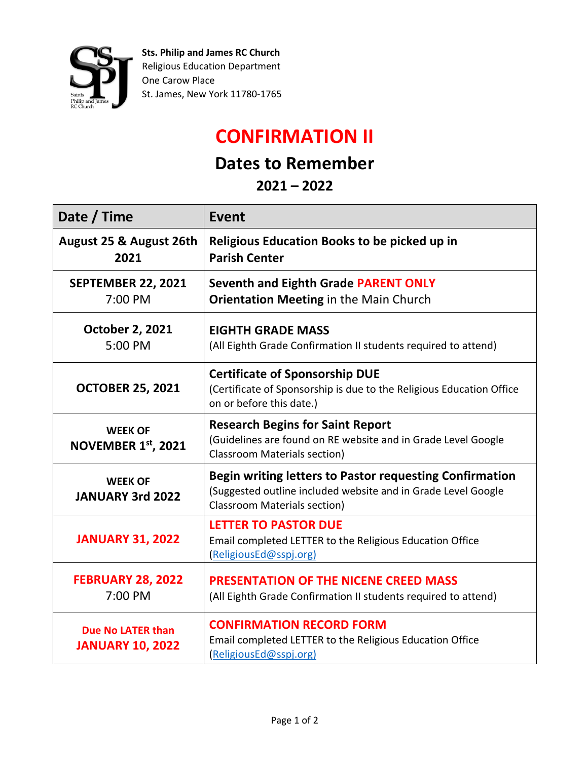**Sts. Philip and James RC Church**
Religious Education Department
One Carow Place
St. James, New York 11780-1765

# CONFIRMATION II

## Dates to Remember

### 2021 – 2022

| Date / Time | Event |
|---|---|
| **August 25 & August 26th 2021** | **Religious Education Books to be picked up in Parish Center** |
| **SEPTEMBER 22, 2021** 7:00 PM | **Seventh and Eighth Grade PARENT ONLY Orientation Meeting** in the Main Church |
| **October 2, 2021** 5:00 PM | **EIGHTH GRADE MASS** (All Eighth Grade Confirmation II students required to attend) |
| **OCTOBER 25, 2021** | **Certificate of Sponsorship DUE** (Certificate of Sponsorship is due to the Religious Education Office on or before this date.) |
| **WEEK OF NOVEMBER 1st, 2021** | **Research Begins for Saint Report** (Guidelines are found on RE website and in Grade Level Google Classroom Materials section) |
| **WEEK OF JANUARY 3rd 2022** | **Begin writing letters to Pastor requesting Confirmation** (Suggested outline included website and in Grade Level Google Classroom Materials section) |
| **JANUARY 31, 2022** | **LETTER TO PASTOR DUE** Email completed LETTER to the Religious Education Office (ReligiousEd@sspj.org) |
| **FEBRUARY 28, 2022** 7:00 PM | **PRESENTATION OF THE NICENE CREED MASS** (All Eighth Grade Confirmation II students required to attend) |
| **Due No LATER than JANUARY 10, 2022** | **CONFIRMATION RECORD FORM** Email completed LETTER to the Religious Education Office (ReligiousEd@sspj.org) |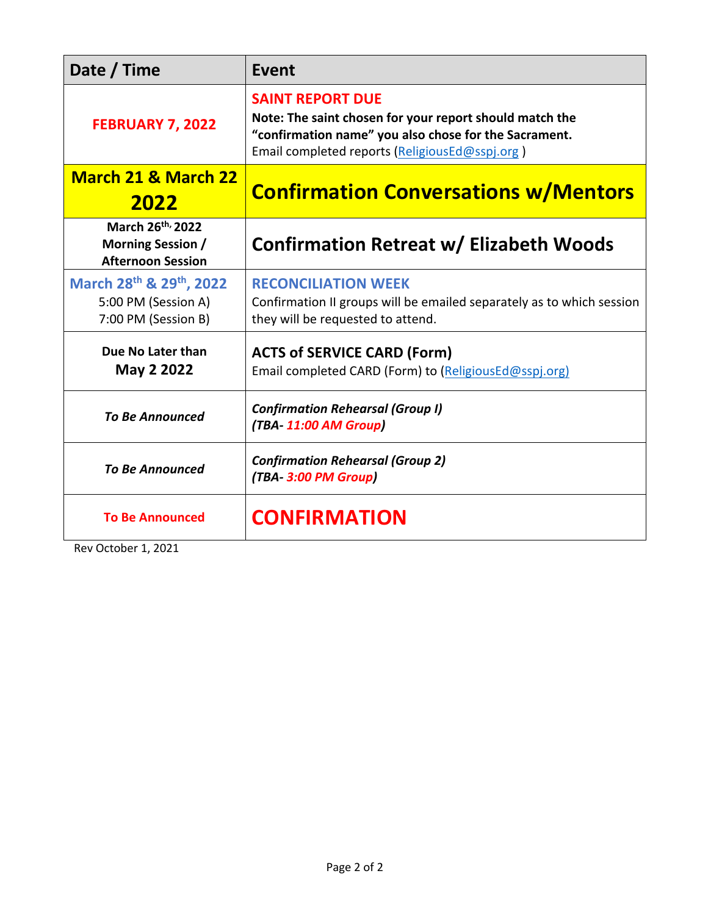| Date / Time | Event |
|---|---|
| **FEBRUARY 7, 2022** | **SAINT REPORT DUE** **Note: The saint chosen for your report should match the "confirmation name" you also chose for the Sacrament.** Email completed reports (ReligiousEd@sspj.org ) |
| **March 21 & March 22 2022** | **Confirmation Conversations w/Mentors** |
| **March 26th, 2022 Morning Session / Afternoon Session** | **Confirmation Retreat w/ Elizabeth Woods** |
| **March 28th & 29th, 2022** 5:00 PM (Session A) 7:00 PM (Session B) | **RECONCILIATION WEEK** Confirmation II groups will be emailed separately as to which session they will be requested to attend. |
| **Due No Later than May 2 2022** | **ACTS of SERVICE CARD (Form)** Email completed CARD (Form) to (ReligiousEd@sspj.org) |
| ***To Be Announced*** | ***Confirmation Rehearsal (Group I) (TBA- 11:00 AM Group)*** |
| ***To Be Announced*** | ***Confirmation Rehearsal (Group 2) (TBA- 3:00 PM Group)*** |
| **To Be Announced** | **CONFIRMATION** |

Rev October 1, 2021